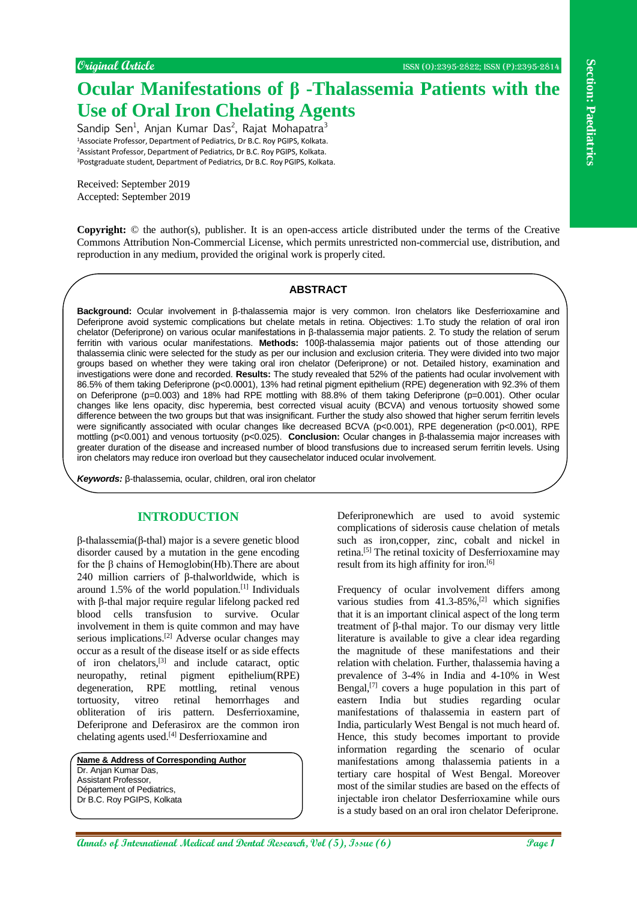Original Article

# Ocular Manifestations of β -Thalassemia Patients with the Use of Oral Iron Chelating Agents

Sandip Sen[1], Anjan Kumar Das[2], Rajat Mohapatra[3]

[1]Associate Professor, Department of Pediatrics, Dr B.C. Roy PGIPS, Kolkata.
[2]Assistant Professor, Department of Pediatrics, Dr B.C. Roy PGIPS, Kolkata.
[3]Postgraduate student, Department of Pediatrics, Dr B.C. Roy PGIPS, Kolkata.

Received: September 2019
Accepted: September 2019

**Copyright:** © the author(s), publisher. It is an open-access article distributed under the terms of the Creative Commons Attribution Non-Commercial License, which permits unrestricted non-commercial use, distribution, and reproduction in any medium, provided the original work is properly cited.

## ABSTRACT

**Background:** Ocular involvement in β-thalassemia major is very common. Iron chelators like Desferrioxamine and Deferiprone avoid systemic complications but chelate metals in retina. Objectives: 1.To study the relation of oral iron chelator (Deferiprone) on various ocular manifestations in β-thalassemia major patients. 2. To study the relation of serum ferritin with various ocular manifestations. **Methods:** 100β-thalassemia major patients out of those attending our thalassemia clinic were selected for the study as per our inclusion and exclusion criteria. They were divided into two major groups based on whether they were taking oral iron chelator (Deferiprone) or not. Detailed history, examination and investigations were done and recorded. **Results:** The study revealed that 52% of the patients had ocular involvement with 86.5% of them taking Deferiprone ($p<0.0001$), 13% had retinal pigment epithelium (RPE) degeneration with 92.3% of them on Deferiprone ($p=0.003$) and 18% had RPE mottling with 88.8% of them taking Deferiprone ($p=0.001$). Other ocular changes like lens opacity, disc hyperemia, best corrected visual acuity (BCVA) and venous tortuosity showed some difference between the two groups but that was insignificant. Further the study also showed that higher serum ferritin levels were significantly associated with ocular changes like decreased BCVA ($p<0.001$), RPE degeneration ($p<0.001$), RPE mottling ($p<0.001$) and venous tortuosity ($p<0.025$). **Conclusion:** Ocular changes in β-thalassemia major increases with greater duration of the disease and increased number of blood transfusions due to increased serum ferritin levels. Using iron chelators may reduce iron overload but they causechelator induced ocular involvement.

***Keywords:*** β-thalassemia, ocular, children, oral iron chelator

## INTRODUCTION

β-thalassemia(β-thal) major is a severe genetic blood disorder caused by a mutation in the gene encoding for the β chains of Hemoglobin(Hb).There are about 240 million carriers of β-thalworldwide, which is around 1.5% of the world population.[1] Individuals with β-thal major require regular lifelong packed red blood cells transfusion to survive. Ocular involvement in them is quite common and may have serious implications.[2] Adverse ocular changes may occur as a result of the disease itself or as side effects of iron chelators,[3] and include cataract, optic neuropathy, retinal pigment epithelium(RPE) degeneration, RPE mottling, retinal venous tortuosity, vitreo retinal hemorrhages and obliteration of iris pattern. Desferrioxamine, Deferiprone and Deferasirox are the common iron chelating agents used.[4] Desferrioxamine and Deferipronewhich are used to avoid systemic complications of siderosis cause chelation of metals such as iron,copper, zinc, cobalt and nickel in retina.[5] The retinal toxicity of Desferrioxamine may result from its high affinity for iron.[6]

Frequency of ocular involvement differs among various studies from 41.3-85%,[2] which signifies that it is an important clinical aspect of the long term treatment of β-thal major. To our dismay very little literature is available to give a clear idea regarding the magnitude of these manifestations and their relation with chelation. Further, thalassemia having a prevalence of 3-4% in India and 4-10% in West Bengal,[7] covers a huge population in this part of eastern India but studies regarding ocular manifestations of thalassemia in eastern part of India, particularly West Bengal is not much heard of. Hence, this study becomes important to provide information regarding the scenario of ocular manifestations among thalassemia patients in a tertiary care hospital of West Bengal. Moreover most of the similar studies are based on the effects of injectable iron chelator Desferrioxamine while ours is a study based on an oral iron chelator Deferiprone.

**Name & Address of Corresponding Author**
Dr. Anjan Kumar Das,
Assistant Professor,
Départment of Pediatrics,
Dr B.C. Roy PGIPS, Kolkata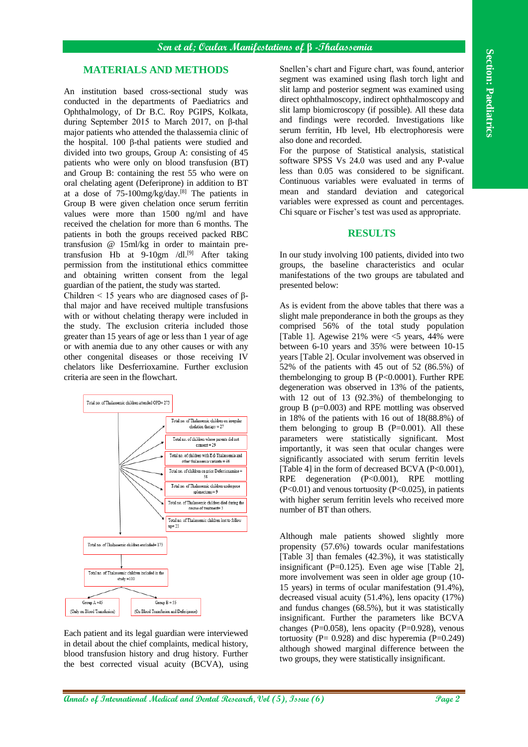## MATERIALS AND METHODS

An institution based cross-sectional study was conducted in the departments of Paediatrics and Ophthalmology, of Dr B.C. Roy PGIPS, Kolkata, during September 2015 to March 2017, on β-thal major patients who attended the thalassemia clinic of the hospital. 100 β-thal patients were studied and divided into two groups, Group A: consisting of 45 patients who were only on blood transfusion (BT) and Group B: containing the rest 55 who were on oral chelating agent (Deferiprone) in addition to BT at a dose of 75-100mg/kg/day.[8] The patients in Group B were given chelation once serum ferritin values were more than 1500 ng/ml and have received the chelation for more than 6 months. The patients in both the groups received packed RBC transfusion @ 15ml/kg in order to maintain pre-transfusion Hb at 9-10gm /dl.[9] After taking permission from the institutional ethics committee and obtaining written consent from the legal guardian of the patient, the study was started.

Children < 15 years who are diagnosed cases of β-thal major and have received multiple transfusions with or without chelating therapy were included in the study. The exclusion criteria included those greater than 15 years of age or less than 1 year of age or with anemia due to any other causes or with any other congenital diseases or those receiving IV chelators like Desferrioxamine. Further exclusion criteria are seen in the flowchart.

Total no. of Thalassemic children attended OPD= 273

- Total no. of Thalassemic children on irregular chelation therapy = 27
- Total no. of children whose parents did not consent = 29
- Total no. of children with E-β Thalassemia and other thalassemia variants = 46
- Total no. of children on prior Deferrioxamine = 38
- Total no. of Thalassemic children undergone splenectomy= 9
- Total no. of Thalassemic children died during the course of treatment= 3
- Total no. of Thalassemic children lost to follow up= 21

Total no. of Thalassemic children excluded= 173

Total no. of Thalassemic children included in the study =100

Group A =45 (Only on Blood Transfusion) | Group B = 55 (On Blood Transfusion and Deferiprone)

Each patient and its legal guardian were interviewed in detail about the chief complaints, medical history, blood transfusion history and drug history. Further the best corrected visual acuity (BCVA), using Snellen's chart and Figure chart, was found, anterior segment was examined using flash torch light and slit lamp and posterior segment was examined using direct ophthalmoscopy, indirect ophthalmoscopy and slit lamp biomicroscopy (if possible). All these data and findings were recorded. Investigations like serum ferritin, Hb level, Hb electrophoresis were also done and recorded.

For the purpose of Statistical analysis, statistical software SPSS Vs 24.0 was used and any P-value less than 0.05 was considered to be significant. Continuous variables were evaluated in terms of mean and standard deviation and categorical variables were expressed as count and percentages. Chi square or Fischer's test was used as appropriate.

## RESULTS

In our study involving 100 patients, divided into two groups, the baseline characteristics and ocular manifestations of the two groups are tabulated and presented below:

As is evident from the above tables that there was a slight male preponderance in both the groups as they comprised 56% of the total study population [Table 1]. Agewise 21% were <5 years, 44% were between 6-10 years and 35% were between 10-15 years [Table 2]. Ocular involvement was observed in 52% of the patients with 45 out of 52 (86.5%) of thembelonging to group B (P<0.0001). Further RPE degeneration was observed in 13% of the patients, with 12 out of 13 (92.3%) of thembelonging to group B (p=0.003) and RPE mottling was observed in 18% of the patients with 16 out of 18(88.8%) of them belonging to group B (P=0.001). All these parameters were statistically significant. Most importantly, it was seen that ocular changes were significantly associated with serum ferritin levels [Table 4] in the form of decreased BCVA (P<0.001), RPE degeneration (P<0.001), RPE mottling (P<0.01) and venous tortuosity (P<0.025), in patients with higher serum ferritin levels who received more number of BT than others.

Although male patients showed slightly more propensity (57.6%) towards ocular manifestations [Table 3] than females (42.3%), it was statistically insignificant (P=0.125). Even age wise [Table 2], more involvement was seen in older age group (10-15 years) in terms of ocular manifestation (91.4%), decreased visual acuity (51.4%), lens opacity (17%) and fundus changes (68.5%), but it was statistically insignificant. Further the parameters like BCVA changes (P=0.058), lens opacity (P=0.928), venous tortuosity (P= 0.928) and disc hyperemia (P=0.249) although showed marginal difference between the two groups, they were statistically insignificant.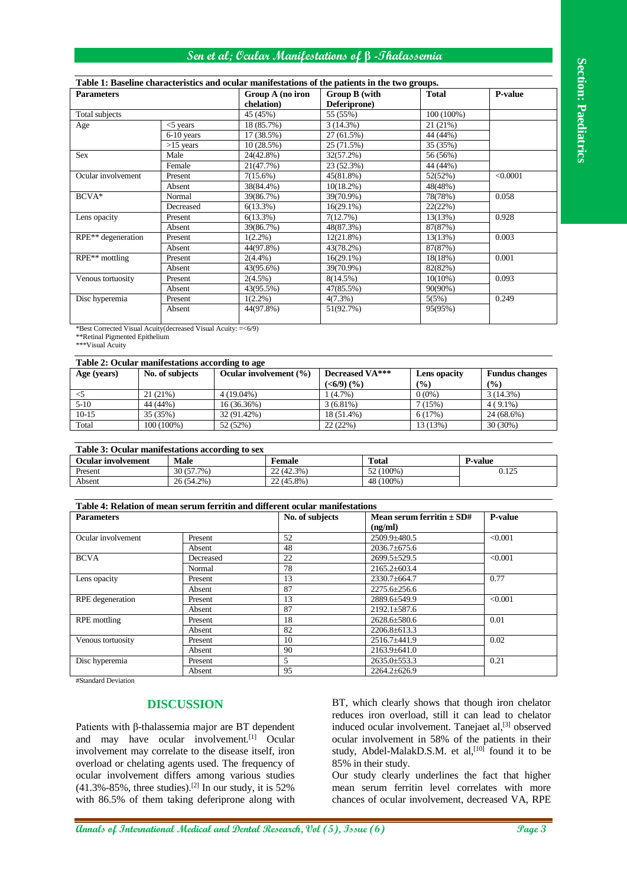**Table 1: Baseline characteristics and ocular manifestations of the patients in the two groups.**

| Parameters | | Group A (no iron chelation) | Group B (with Deferiprone) | Total | P-value |
|---|---|---|---|---|---|
| Total subjects | | 45 (45%) | 55 (55%) | 100 (100%) | |
| Age | <5 years | 18 (85.7%) | 3 (14.3%) | 21 (21%) | |
| | 6-10 years | 17 (38.5%) | 27 (61.5%) | 44 (44%) | |
| | >15 years | 10 (28.5%) | 25 (71.5%) | 35 (35%) | |
| Sex | Male | 24(42.8%) | 32(57.2%) | 56 (56%) | |
| | Female | 21(47.7%) | 23 (52.3%) | 44 (44%) | |
| Ocular involvement | Present | 7(15.6%) | 45(81.8%) | 52(52%) | <0.0001 |
| | Absent | 38(84.4%) | 10(18.2%) | 48(48%) | |
| BCVA* | Normal | 39(86.7%) | 39(70.9%) | 78(78%) | 0.058 |
| | Decreased | 6(13.3%) | 16(29.1%) | 22(22%) | |
| Lens opacity | Present | 6(13.3%) | 7(12.7%) | 13(13%) | 0.928 |
| | Absent | 39(86.7%) | 48(87.3%) | 87(87%) | |
| RPE** degeneration | Present | 1(2.2%) | 12(21.8%) | 13(13%) | 0.003 |
| | Absent | 44(97.8%) | 43(78.2%) | 87(87%) | |
| RPE** mottling | Present | 2(4.4%) | 16(29.1%) | 18(18%) | 0.001 |
| | Absent | 43(95.6%) | 39(70.9%) | 82(82%) | |
| Venous tortuosity | Present | 2(4.5%) | 8(14.5%) | 10(10%) | 0.093 |
| | Absent | 43(95.5%) | 47(85.5%) | 90(90%) | |
| Disc hyperemia | Present | 1(2.2%) | 4(7.3%) | 5(5%) | 0.249 |
| | Absent | 44(97.8%) | 51(92.7%) | 95(95%) | |

*Best Corrected Visual Acuity(decreased Visual Acuity: =<6/9)
**Retinal Pigmented Epithelium
***Visual Acuity

**Table 2: Ocular manifestations according to age**

| Age (years) | No. of subjects | Ocular involvement (%) | Decreased VA*** (<6/9) (%) | Lens opacity (%) | Fundus changes (%) |
|---|---|---|---|---|---|
| <5 | 21 (21%) | 4 (19.04%) | 1 (4.7%) | 0 (0%) | 3 (14.3%) |
| 5-10 | 44 (44%) | 16 (36.36%) | 3 (6.81%) | 7 (15%) | 4 ( 9.1%) |
| 10-15 | 35 (35%) | 32 (91.42%) | 18 (51.4%) | 6 (17%) | 24 (68.6%) |
| Total | 100 (100%) | 52 (52%) | 22 (22%) | 13 (13%) | 30 (30%) |

**Table 3: Ocular manifestations according to sex**

| Ocular involvement | Male | Female | Total | P-value |
|---|---|---|---|---|
| Present | 30 (57.7%) | 22 (42.3%) | 52 (100%) | 0.125 |
| Absent | 26 (54.2%) | 22 (45.8%) | 48 (100%) | |

**Table 4: Relation of mean serum ferritin and different ocular manifestations**

| Parameters | | No. of subjects | Mean serum ferritin ± SD# (ng/ml) | P-value |
|---|---|---|---|---|
| Ocular involvement | Present | 52 | 2509.9±480.5 | <0.001 |
| | Absent | 48 | 2036.7±675.6 | |
| BCVA | Decreased | 22 | 2699.5±529.5 | <0.001 |
| | Normal | 78 | 2165.2±603.4 | |
| Lens opacity | Present | 13 | 2330.7±664.7 | 0.77 |
| | Absent | 87 | 2275.6±256.6 | |
| RPE degeneration | Present | 13 | 2889.6±549.9 | <0.001 |
| | Absent | 87 | 2192.1±587.6 | |
| RPE mottling | Present | 18 | 2628.6±580.6 | 0.01 |
| | Absent | 82 | 2206.8±613.3 | |
| Venous tortuosity | Present | 10 | 2516.7±441.9 | 0.02 |
| | Absent | 90 | 2163.9±641.0 | |
| Disc hyperemia | Present | 5 | 2635.0±553.3 | 0.21 |
| | Absent | 95 | 2264.2±626.9 | |

#Standard Deviation

## DISCUSSION

Patients with β-thalassemia major are BT dependent and may have ocular involvement.[1] Ocular involvement may correlate to the disease itself, iron overload or chelating agents used. The frequency of ocular involvement differs among various studies (41.3%-85%, three studies).[2] In our study, it is 52% with 86.5% of them taking deferiprone along with BT, which clearly shows that though iron chelator reduces iron overload, still it can lead to chelator induced ocular involvement. Tanejaet al,[3] observed ocular involvement in 58% of the patients in their study, Abdel-MalakD.S.M. et al,[10] found it to be 85% in their study.

Our study clearly underlines the fact that higher mean serum ferritin level correlates with more chances of ocular involvement, decreased VA, RPE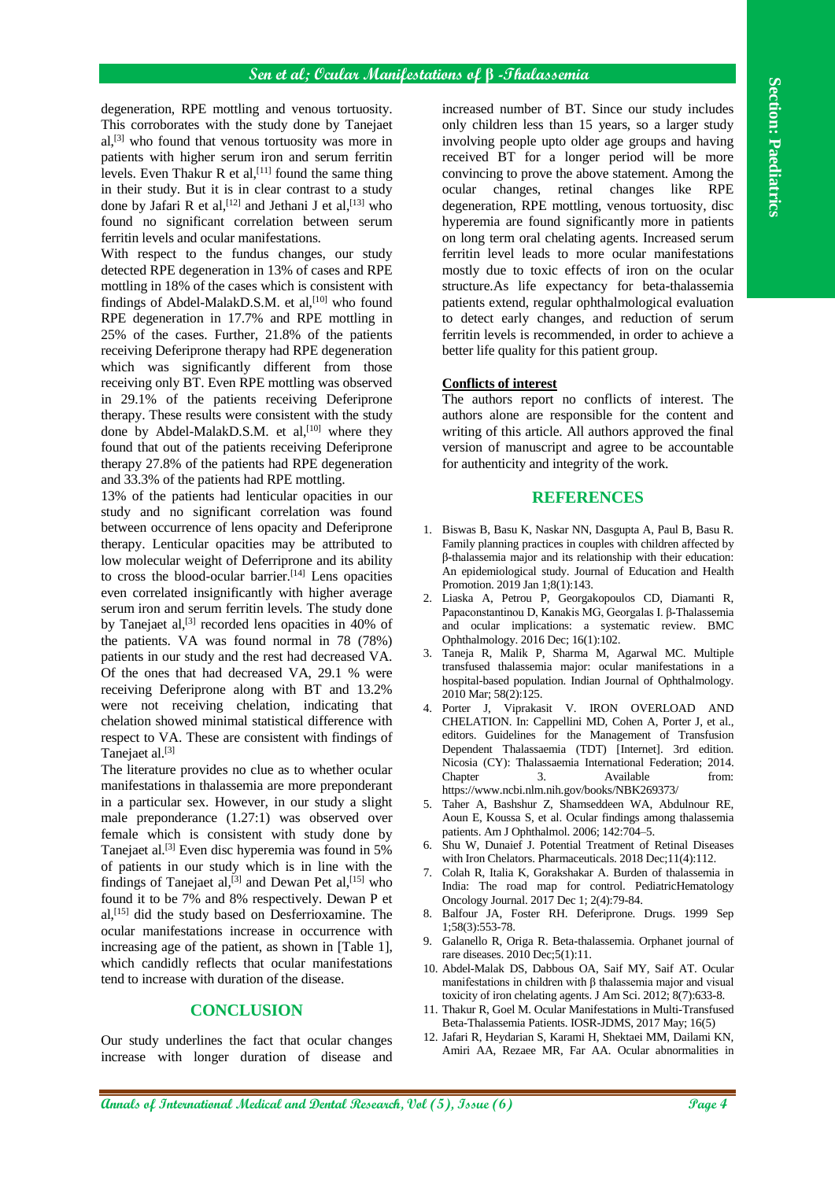degeneration, RPE mottling and venous tortuosity. This corroborates with the study done by Tanejaet al,[3] who found that venous tortuosity was more in patients with higher serum iron and serum ferritin levels. Even Thakur R et al,[11] found the same thing in their study. But it is in clear contrast to a study done by Jafari R et al,[12] and Jethani J et al,[13] who found no significant correlation between serum ferritin levels and ocular manifestations.

With respect to the fundus changes, our study detected RPE degeneration in 13% of cases and RPE mottling in 18% of the cases which is consistent with findings of Abdel-MalakD.S.M. et al,[10] who found RPE degeneration in 17.7% and RPE mottling in 25% of the cases. Further, 21.8% of the patients receiving Deferiprone therapy had RPE degeneration which was significantly different from those receiving only BT. Even RPE mottling was observed in 29.1% of the patients receiving Deferiprone therapy. These results were consistent with the study done by Abdel-MalakD.S.M. et al,[10] where they found that out of the patients receiving Deferiprone therapy 27.8% of the patients had RPE degeneration and 33.3% of the patients had RPE mottling.

13% of the patients had lenticular opacities in our study and no significant correlation was found between occurrence of lens opacity and Deferiprone therapy. Lenticular opacities may be attributed to low molecular weight of Deferriprone and its ability to cross the blood-ocular barrier.[14] Lens opacities even correlated insignificantly with higher average serum iron and serum ferritin levels. The study done by Tanejaet al,[3] recorded lens opacities in 40% of the patients. VA was found normal in 78 (78%) patients in our study and the rest had decreased VA. Of the ones that had decreased VA, 29.1 % were receiving Deferiprone along with BT and 13.2% were not receiving chelation, indicating that chelation showed minimal statistical difference with respect to VA. These are consistent with findings of Tanejaet al.[3]

The literature provides no clue as to whether ocular manifestations in thalassemia are more preponderant in a particular sex. However, in our study a slight male preponderance (1.27:1) was observed over female which is consistent with study done by Tanejaet al.[3] Even disc hyperemia was found in 5% of patients in our study which is in line with the findings of Tanejaet al,[3] and Dewan Pet al,[15] who found it to be 7% and 8% respectively. Dewan P et al,[15] did the study based on Desferrioxamine. The ocular manifestations increase in occurrence with increasing age of the patient, as shown in [Table 1], which candidly reflects that ocular manifestations tend to increase with duration of the disease.

## CONCLUSION

Our study underlines the fact that ocular changes increase with longer duration of disease and increased number of BT. Since our study includes only children less than 15 years, so a larger study involving people upto older age groups and having received BT for a longer period will be more convincing to prove the above statement. Among the ocular changes, retinal changes like RPE degeneration, RPE mottling, venous tortuosity, disc hyperemia are found significantly more in patients on long term oral chelating agents. Increased serum ferritin level leads to more ocular manifestations mostly due to toxic effects of iron on the ocular structure.As life expectancy for beta-thalassemia patients extend, regular ophthalmological evaluation to detect early changes, and reduction of serum ferritin levels is recommended, in order to achieve a better life quality for this patient group.

**Conflicts of interest**

The authors report no conflicts of interest. The authors alone are responsible for the content and writing of this article. All authors approved the final version of manuscript and agree to be accountable for authenticity and integrity of the work.

## REFERENCES

1. Biswas B, Basu K, Naskar NN, Dasgupta A, Paul B, Basu R. Family planning practices in couples with children affected by β-thalassemia major and its relationship with their education: An epidemiological study. Journal of Education and Health Promotion. 2019 Jan 1;8(1):143.
2. Liaska A, Petrou P, Georgakopoulos CD, Diamanti R, Papaconstantinou D, Kanakis MG, Georgalas I. β-Thalassemia and ocular implications: a systematic review. BMC Ophthalmology. 2016 Dec; 16(1):102.
3. Taneja R, Malik P, Sharma M, Agarwal MC. Multiple transfused thalassemia major: ocular manifestations in a hospital-based population. Indian Journal of Ophthalmology. 2010 Mar; 58(2):125.
4. Porter J, Viprakasit V. IRON OVERLOAD AND CHELATION. In: Cappellini MD, Cohen A, Porter J, et al., editors. Guidelines for the Management of Transfusion Dependent Thalassaemia (TDT) [Internet]. 3rd edition. Nicosia (CY): Thalassaemia International Federation; 2014. Chapter 3. Available from: https://www.ncbi.nlm.nih.gov/books/NBK269373/
5. Taher A, Bashshur Z, Shamseddeen WA, Abdulnour RE, Aoun E, Koussa S, et al. Ocular findings among thalassemia patients. Am J Ophthalmol. 2006; 142:704–5.
6. Shu W, Dunaief J. Potential Treatment of Retinal Diseases with Iron Chelators. Pharmaceuticals. 2018 Dec;11(4):112.
7. Colah R, Italia K, Gorakshakar A. Burden of thalassemia in India: The road map for control. PediatricHematology Oncology Journal. 2017 Dec 1; 2(4):79-84.
8. Balfour JA, Foster RH. Deferiprone. Drugs. 1999 Sep 1;58(3):553-78.
9. Galanello R, Origa R. Beta-thalassemia. Orphanet journal of rare diseases. 2010 Dec;5(1):11.
10. Abdel-Malak DS, Dabbous OA, Saif MY, Saif AT. Ocular manifestations in children with β thalassemia major and visual toxicity of iron chelating agents. J Am Sci. 2012; 8(7):633-8.
11. Thakur R, Goel M. Ocular Manifestations in Multi-Transfused Beta-Thalassemia Patients. IOSR-JDMS, 2017 May; 16(5)
12. Jafari R, Heydarian S, Karami H, Shektaei MM, Dailami KN, Amiri AA, Rezaee MR, Far AA. Ocular abnormalities in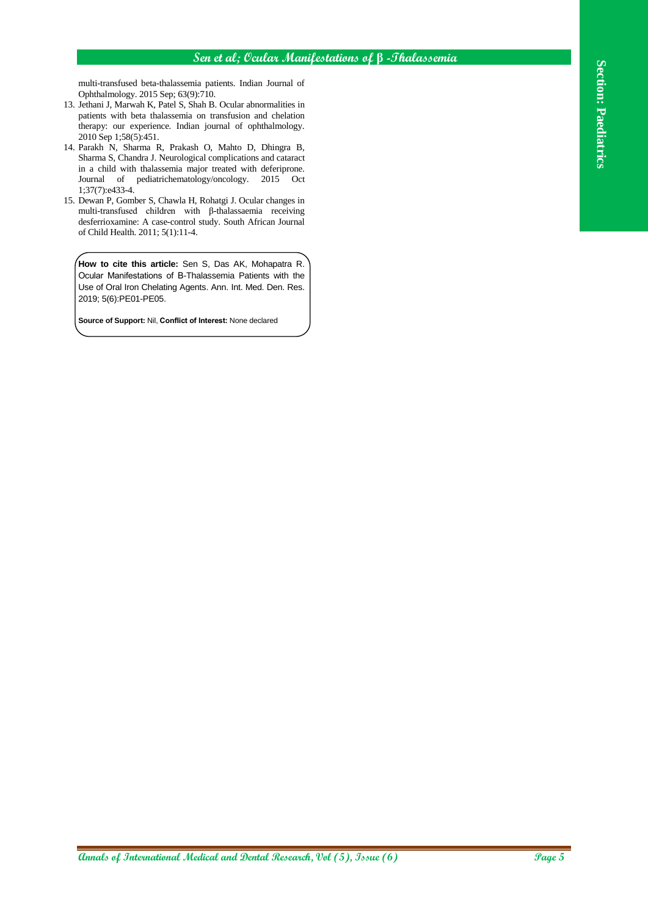multi-transfused beta-thalassemia patients. Indian Journal of Ophthalmology. 2015 Sep; 63(9):710.

13. Jethani J, Marwah K, Patel S, Shah B. Ocular abnormalities in patients with beta thalassemia on transfusion and chelation therapy: our experience. Indian journal of ophthalmology. 2010 Sep 1;58(5):451.
14. Parakh N, Sharma R, Prakash O, Mahto D, Dhingra B, Sharma S, Chandra J. Neurological complications and cataract in a child with thalassemia major treated with deferiprone. Journal of pediatrichematology/oncology. 2015 Oct 1;37(7):e433-4.
15. Dewan P, Gomber S, Chawla H, Rohatgi J. Ocular changes in multi-transfused children with β-thalassaemia receiving desferrioxamine: A case-control study. South African Journal of Child Health. 2011; 5(1):11-4.

**How to cite this article:** Sen S, Das AK, Mohapatra R. Ocular Manifestations of Β-Thalassemia Patients with the Use of Oral Iron Chelating Agents. Ann. Int. Med. Den. Res. 2019; 5(6):PE01-PE05.

**Source of Support:** Nil, **Conflict of Interest:** None declared